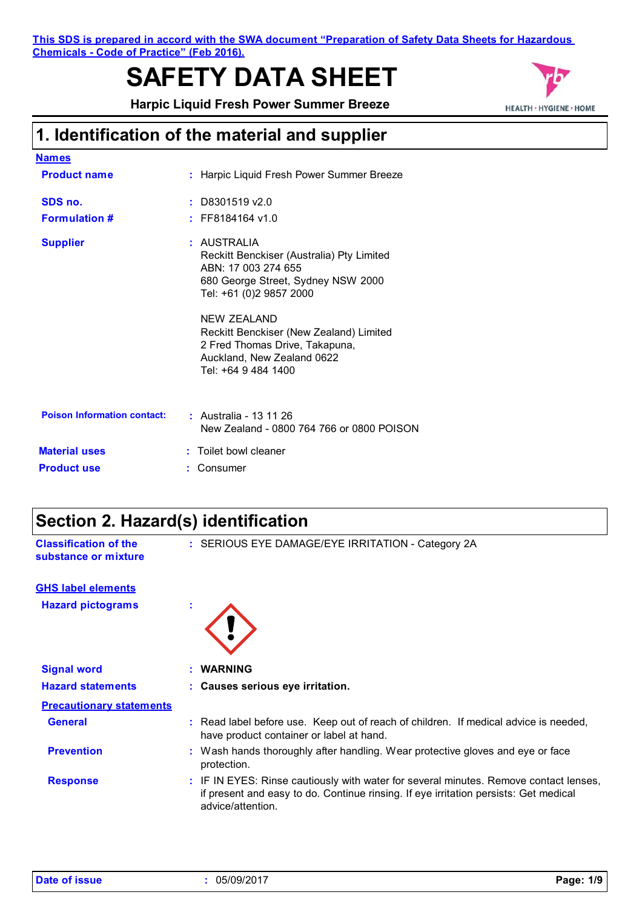This SDS is prepared in accord with the SWA document "Preparation of Safety Data Sheets for Hazardous Chemicals - Code of Practice" (Feb 2016).

# SAFETY DATA SHEET

**Harpic Liquid Fresh Power Summer Breeze**

## 1. Identification of the material and supplier

**Names**

| | |
|---|---|
| **Product name** | : Harpic Liquid Fresh Power Summer Breeze |
| **SDS no.** | : D8301519 v2.0 |
| **Formulation #** | : FF8184164 v1.0 |
| **Supplier** | : AUSTRALIA<br>Reckitt Benckiser (Australia) Pty Limited<br>ABN: 17 003 274 655<br>680 George Street, Sydney NSW 2000<br>Tel: +61 (0)2 9857 2000<br><br>NEW ZEALAND<br>Reckitt Benckiser (New Zealand) Limited<br>2 Fred Thomas Drive, Takapuna,<br>Auckland, New Zealand 0622<br>Tel: +64 9 484 1400 |
| **Poison Information contact:** | : Australia - 13 11 26<br>New Zealand - 0800 764 766 or 0800 POISON |
| **Material uses** | : Toilet bowl cleaner |
| **Product use** | : Consumer |

## Section 2. Hazard(s) identification

| | |
|---|---|
| **Classification of the substance or mixture** | : SERIOUS EYE DAMAGE/EYE IRRITATION - Category 2A |

**GHS label elements**

| | |
|---|---|
| **Hazard pictograms** | : |
| **Signal word** | : **WARNING** |
| **Hazard statements** | : **Causes serious eye irritation.** |

**Precautionary statements**

| | |
|---|---|
| **General** | : Read label before use. Keep out of reach of children. If medical advice is needed, have product container or label at hand. |
| **Prevention** | : Wash hands thoroughly after handling. Wear protective gloves and eye or face protection. |
| **Response** | : IF IN EYES: Rinse cautiously with water for several minutes. Remove contact lenses, if present and easy to do. Continue rinsing. If eye irritation persists: Get medical advice/attention. |

**Date of issue** : 05/09/2017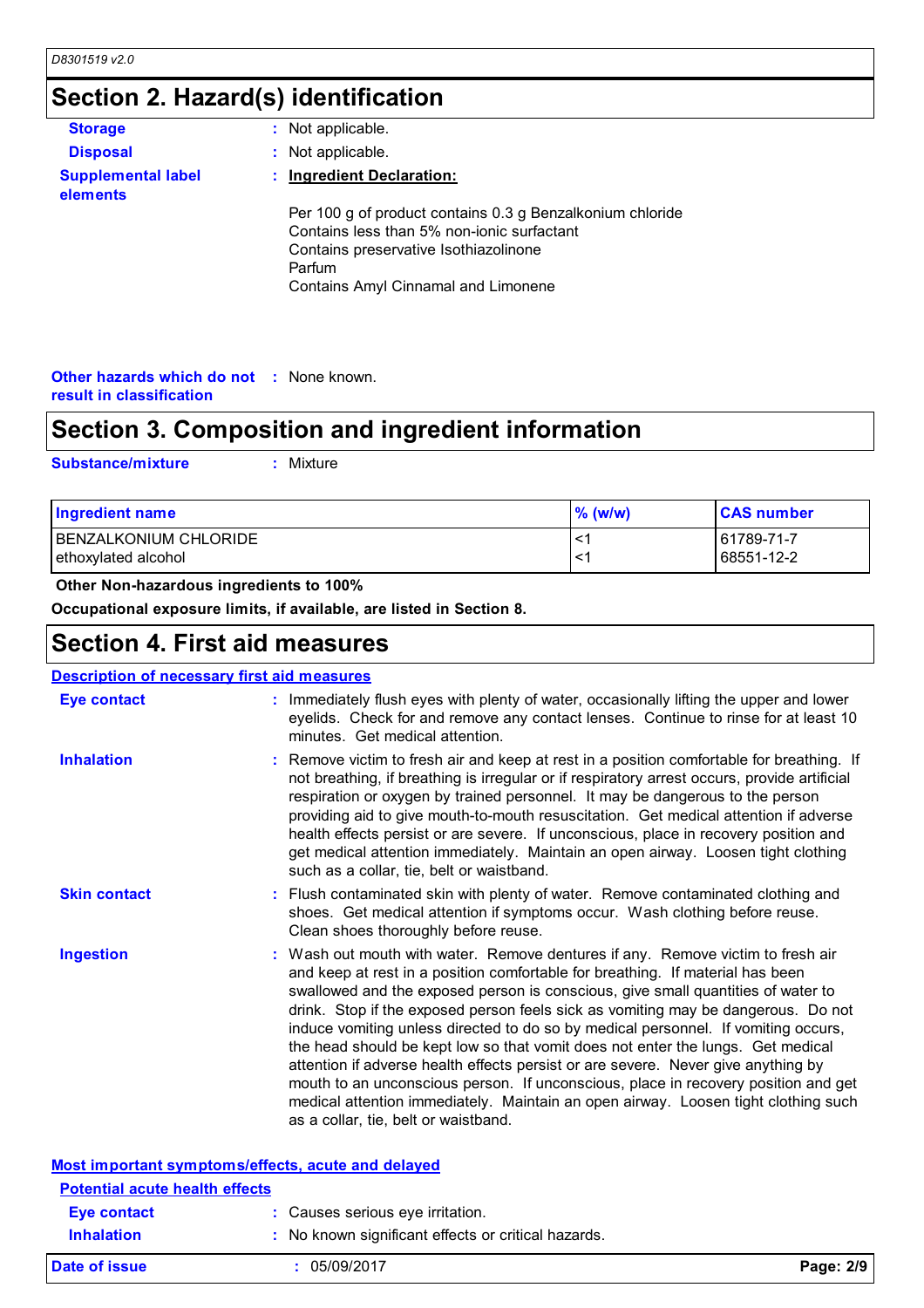## Section 2. Hazard(s) identification

**Storage** : Not applicable.

**Disposal** : Not applicable.

**Supplemental label elements** : **Ingredient Declaration:**

Per 100 g of product contains 0.3 g Benzalkonium chloride
Contains less than 5% non-ionic surfactant
Contains preservative Isothiazolinone
Parfum
Contains Amyl Cinnamal and Limonene

**Other hazards which do not result in classification** : None known.

## Section 3. Composition and ingredient information

**Substance/mixture** : Mixture

| Ingredient name | % (w/w) | CAS number |
|---|---|---|
| BENZALKONIUM CHLORIDE | <1 | 61789-71-7 |
| ethoxylated alcohol | <1 | 68551-12-2 |

**Other Non-hazardous ingredients to 100%**

**Occupational exposure limits, if available, are listed in Section 8.**

## Section 4. First aid measures

**Description of necessary first aid measures**

**Eye contact** : Immediately flush eyes with plenty of water, occasionally lifting the upper and lower eyelids. Check for and remove any contact lenses. Continue to rinse for at least 10 minutes. Get medical attention.

**Inhalation** : Remove victim to fresh air and keep at rest in a position comfortable for breathing. If not breathing, if breathing is irregular or if respiratory arrest occurs, provide artificial respiration or oxygen by trained personnel. It may be dangerous to the person providing aid to give mouth-to-mouth resuscitation. Get medical attention if adverse health effects persist or are severe. If unconscious, place in recovery position and get medical attention immediately. Maintain an open airway. Loosen tight clothing such as a collar, tie, belt or waistband.

**Skin contact** : Flush contaminated skin with plenty of water. Remove contaminated clothing and shoes. Get medical attention if symptoms occur. Wash clothing before reuse. Clean shoes thoroughly before reuse.

**Ingestion** : Wash out mouth with water. Remove dentures if any. Remove victim to fresh air and keep at rest in a position comfortable for breathing. If material has been swallowed and the exposed person is conscious, give small quantities of water to drink. Stop if the exposed person feels sick as vomiting may be dangerous. Do not induce vomiting unless directed to do so by medical personnel. If vomiting occurs, the head should be kept low so that vomit does not enter the lungs. Get medical attention if adverse health effects persist or are severe. Never give anything by mouth to an unconscious person. If unconscious, place in recovery position and get medical attention immediately. Maintain an open airway. Loosen tight clothing such as a collar, tie, belt or waistband.

**Most important symptoms/effects, acute and delayed**

**Potential acute health effects**

**Eye contact** : Causes serious eye irritation.

**Inhalation** : No known significant effects or critical hazards.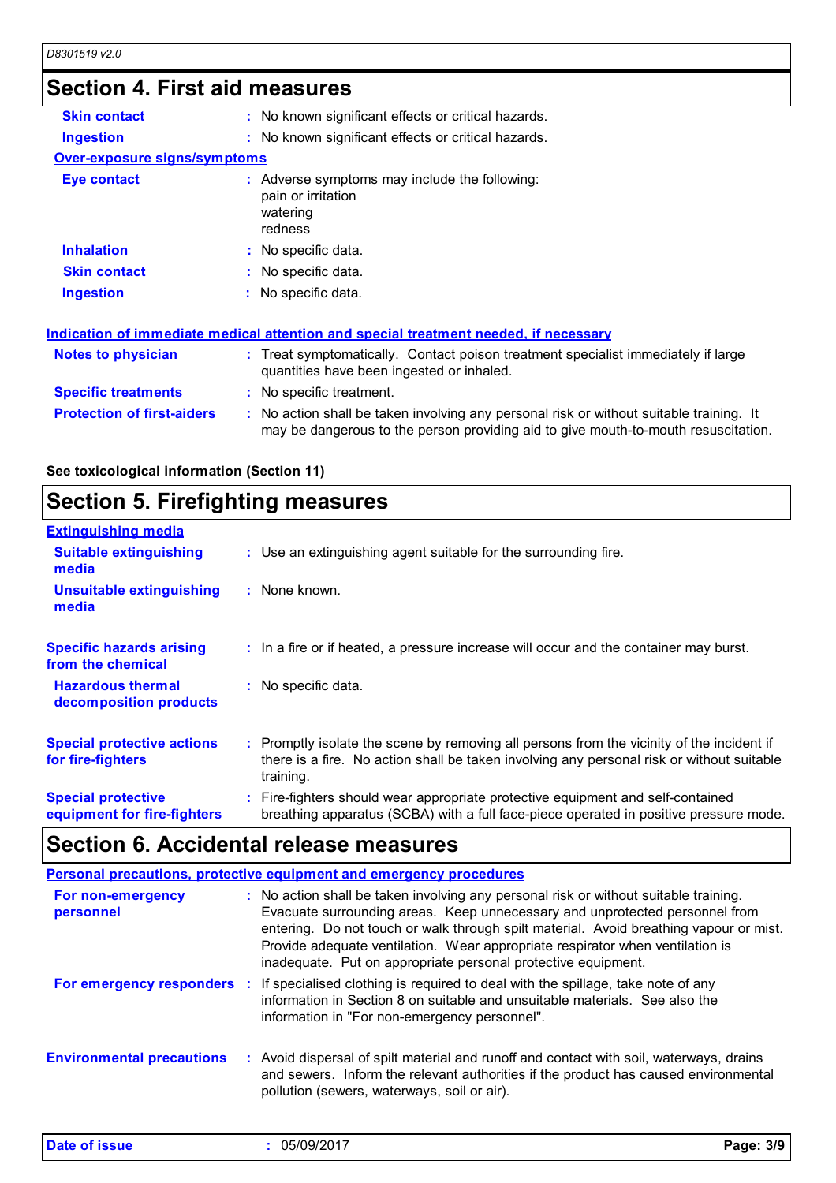## Section 4. First aid measures

| | |
|---|---|
| **Skin contact** | No known significant effects or critical hazards. |
| **Ingestion** | No known significant effects or critical hazards. |

**Over-exposure signs/symptoms**

| | |
|---|---|
| **Eye contact** | Adverse symptoms may include the following:<br>pain or irritation<br>watering<br>redness |
| **Inhalation** | No specific data. |
| **Skin contact** | No specific data. |
| **Ingestion** | No specific data. |

**Indication of immediate medical attention and special treatment needed, if necessary**

| | |
|---|---|
| **Notes to physician** | Treat symptomatically. Contact poison treatment specialist immediately if large quantities have been ingested or inhaled. |
| **Specific treatments** | No specific treatment. |
| **Protection of first-aiders** | No action shall be taken involving any personal risk or without suitable training. It may be dangerous to the person providing aid to give mouth-to-mouth resuscitation. |

**See toxicological information (Section 11)**

## Section 5. Firefighting measures

**Extinguishing media**

| | |
|---|---|
| **Suitable extinguishing media** | Use an extinguishing agent suitable for the surrounding fire. |
| **Unsuitable extinguishing media** | None known. |
| **Specific hazards arising from the chemical** | In a fire or if heated, a pressure increase will occur and the container may burst. |
| **Hazardous thermal decomposition products** | No specific data. |
| **Special protective actions for fire-fighters** | Promptly isolate the scene by removing all persons from the vicinity of the incident if there is a fire. No action shall be taken involving any personal risk or without suitable training. |
| **Special protective equipment for fire-fighters** | Fire-fighters should wear appropriate protective equipment and self-contained breathing apparatus (SCBA) with a full face-piece operated in positive pressure mode. |

## Section 6. Accidental release measures

**Personal precautions, protective equipment and emergency procedures**

| | |
|---|---|
| **For non-emergency personnel** | No action shall be taken involving any personal risk or without suitable training. Evacuate surrounding areas. Keep unnecessary and unprotected personnel from entering. Do not touch or walk through spilt material. Avoid breathing vapour or mist. Provide adequate ventilation. Wear appropriate respirator when ventilation is inadequate. Put on appropriate personal protective equipment. |
| **For emergency responders** | If specialised clothing is required to deal with the spillage, take note of any information in Section 8 on suitable and unsuitable materials. See also the information in "For non-emergency personnel". |
| **Environmental precautions** | Avoid dispersal of spilt material and runoff and contact with soil, waterways, drains and sewers. Inform the relevant authorities if the product has caused environmental pollution (sewers, waterways, soil or air). |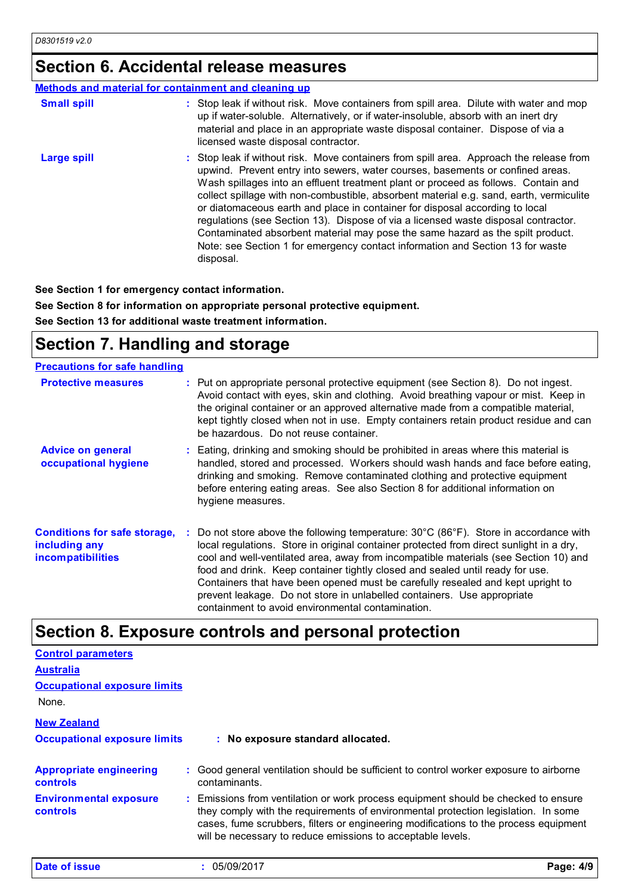## Section 6. Accidental release measures

**Methods and material for containment and cleaning up**

**Small spill** : Stop leak if without risk. Move containers from spill area. Dilute with water and mop up if water-soluble. Alternatively, or if water-insoluble, absorb with an inert dry material and place in an appropriate waste disposal container. Dispose of via a licensed waste disposal contractor.

**Large spill** : Stop leak if without risk. Move containers from spill area. Approach the release from upwind. Prevent entry into sewers, water courses, basements or confined areas. Wash spillages into an effluent treatment plant or proceed as follows. Contain and collect spillage with non-combustible, absorbent material e.g. sand, earth, vermiculite or diatomaceous earth and place in container for disposal according to local regulations (see Section 13). Dispose of via a licensed waste disposal contractor. Contaminated absorbent material may pose the same hazard as the spilt product. Note: see Section 1 for emergency contact information and Section 13 for waste disposal.

**See Section 1 for emergency contact information.**

**See Section 8 for information on appropriate personal protective equipment.**

**See Section 13 for additional waste treatment information.**

## Section 7. Handling and storage

**Precautions for safe handling**

**Protective measures** : Put on appropriate personal protective equipment (see Section 8). Do not ingest. Avoid contact with eyes, skin and clothing. Avoid breathing vapour or mist. Keep in the original container or an approved alternative made from a compatible material, kept tightly closed when not in use. Empty containers retain product residue and can be hazardous. Do not reuse container.

**Advice on general occupational hygiene** : Eating, drinking and smoking should be prohibited in areas where this material is handled, stored and processed. Workers should wash hands and face before eating, drinking and smoking. Remove contaminated clothing and protective equipment before entering eating areas. See also Section 8 for additional information on hygiene measures.

**Conditions for safe storage, including any incompatibilities** : Do not store above the following temperature: 30°C (86°F). Store in accordance with local regulations. Store in original container protected from direct sunlight in a dry, cool and well-ventilated area, away from incompatible materials (see Section 10) and food and drink. Keep container tightly closed and sealed until ready for use. Containers that have been opened must be carefully resealed and kept upright to prevent leakage. Do not store in unlabelled containers. Use appropriate containment to avoid environmental contamination.

## Section 8. Exposure controls and personal protection

**Control parameters**

**Australia**

**Occupational exposure limits**

None.

**New Zealand**

**Occupational exposure limits** : **No exposure standard allocated.**

**Appropriate engineering controls** : Good general ventilation should be sufficient to control worker exposure to airborne contaminants.

**Environmental exposure controls** : Emissions from ventilation or work process equipment should be checked to ensure they comply with the requirements of environmental protection legislation. In some cases, fume scrubbers, filters or engineering modifications to the process equipment will be necessary to reduce emissions to acceptable levels.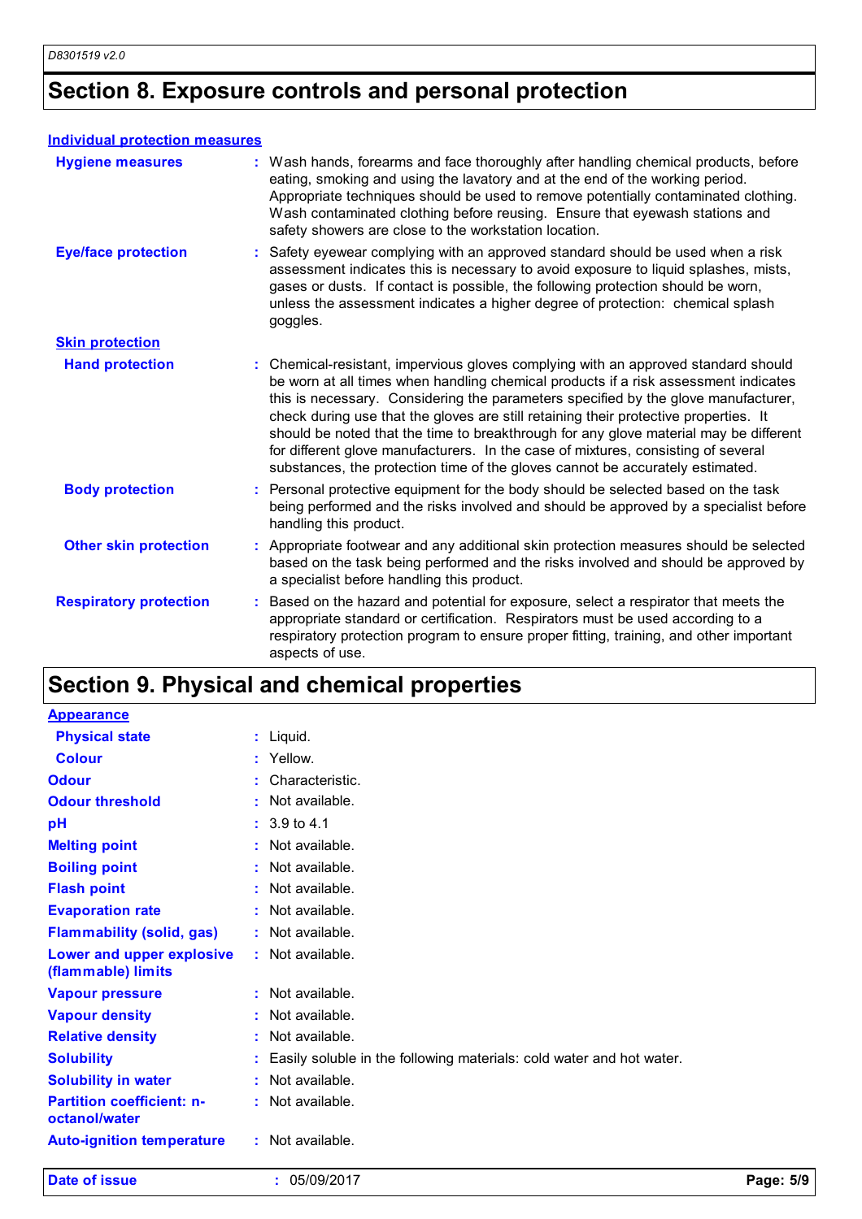## Section 8. Exposure controls and personal protection

### Individual protection measures

**Hygiene measures** : Wash hands, forearms and face thoroughly after handling chemical products, before eating, smoking and using the lavatory and at the end of the working period. Appropriate techniques should be used to remove potentially contaminated clothing. Wash contaminated clothing before reusing. Ensure that eyewash stations and safety showers are close to the workstation location.

**Eye/face protection** : Safety eyewear complying with an approved standard should be used when a risk assessment indicates this is necessary to avoid exposure to liquid splashes, mists, gases or dusts. If contact is possible, the following protection should be worn, unless the assessment indicates a higher degree of protection: chemical splash goggles.

#### Skin protection

**Hand protection** : Chemical-resistant, impervious gloves complying with an approved standard should be worn at all times when handling chemical products if a risk assessment indicates this is necessary. Considering the parameters specified by the glove manufacturer, check during use that the gloves are still retaining their protective properties. It should be noted that the time to breakthrough for any glove material may be different for different glove manufacturers. In the case of mixtures, consisting of several substances, the protection time of the gloves cannot be accurately estimated.

**Body protection** : Personal protective equipment for the body should be selected based on the task being performed and the risks involved and should be approved by a specialist before handling this product.

**Other skin protection** : Appropriate footwear and any additional skin protection measures should be selected based on the task being performed and the risks involved and should be approved by a specialist before handling this product.

**Respiratory protection** : Based on the hazard and potential for exposure, select a respirator that meets the appropriate standard or certification. Respirators must be used according to a respiratory protection program to ensure proper fitting, training, and other important aspects of use.

## Section 9. Physical and chemical properties

### Appearance

**Physical state** : Liquid.

**Colour** : Yellow.

**Odour** : Characteristic.

**Odour threshold** : Not available.

**pH** : 3.9 to 4.1

**Melting point** : Not available.

**Boiling point** : Not available.

**Flash point** : Not available.

**Evaporation rate** : Not available.

**Flammability (solid, gas)** : Not available.

**Lower and upper explosive (flammable) limits** : Not available.

**Vapour pressure** : Not available.

**Vapour density** : Not available.

**Relative density** : Not available.

**Solubility** : Easily soluble in the following materials: cold water and hot water.

**Solubility in water** : Not available.

**Partition coefficient: n-octanol/water** : Not available.

**Auto-ignition temperature** : Not available.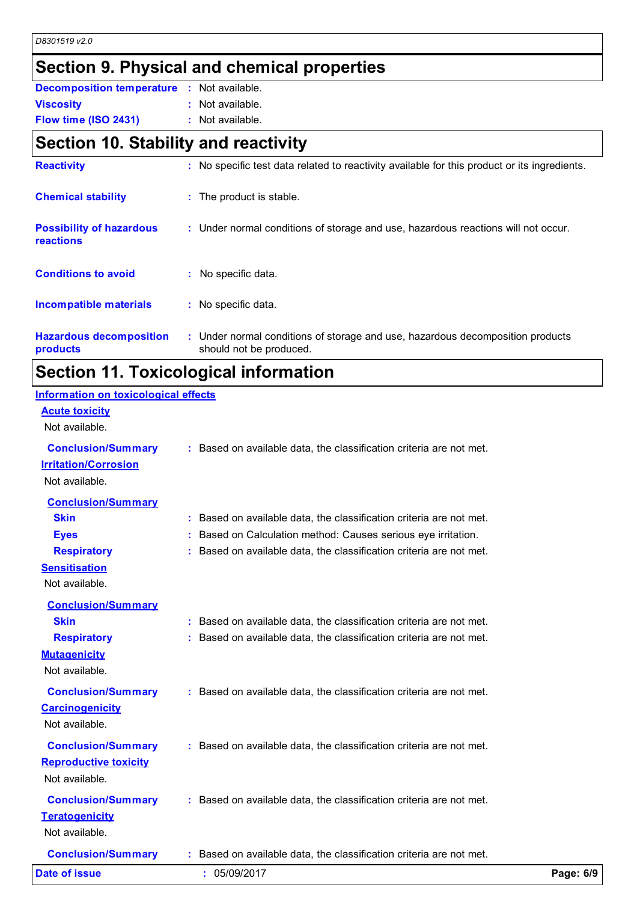## Section 9. Physical and chemical properties

**Decomposition temperature** : Not available.

**Viscosity** : Not available.

**Flow time (ISO 2431)** : Not available.

## Section 10. Stability and reactivity

**Reactivity** : No specific test data related to reactivity available for this product or its ingredients.

**Chemical stability** : The product is stable.

**Possibility of hazardous reactions** : Under normal conditions of storage and use, hazardous reactions will not occur.

**Conditions to avoid** : No specific data.

**Incompatible materials** : No specific data.

**Hazardous decomposition products** : Under normal conditions of storage and use, hazardous decomposition products should not be produced.

## Section 11. Toxicological information

### Information on toxicological effects

#### Acute toxicity

Not available.

**Conclusion/Summary** : Based on available data, the classification criteria are not met.

#### Irritation/Corrosion

Not available.

**Conclusion/Summary**

**Skin** : Based on available data, the classification criteria are not met.

**Eyes** : Based on Calculation method: Causes serious eye irritation.

**Respiratory** : Based on available data, the classification criteria are not met.

#### Sensitisation

Not available.

**Conclusion/Summary**

**Skin** : Based on available data, the classification criteria are not met.

**Respiratory** : Based on available data, the classification criteria are not met.

#### Mutagenicity

Not available.

**Conclusion/Summary** : Based on available data, the classification criteria are not met.

#### Carcinogenicity

Not available.

**Conclusion/Summary** : Based on available data, the classification criteria are not met.

#### Reproductive toxicity

Not available.

**Conclusion/Summary** : Based on available data, the classification criteria are not met.

#### Teratogenicity

Not available.

**Conclusion/Summary** : Based on available data, the classification criteria are not met.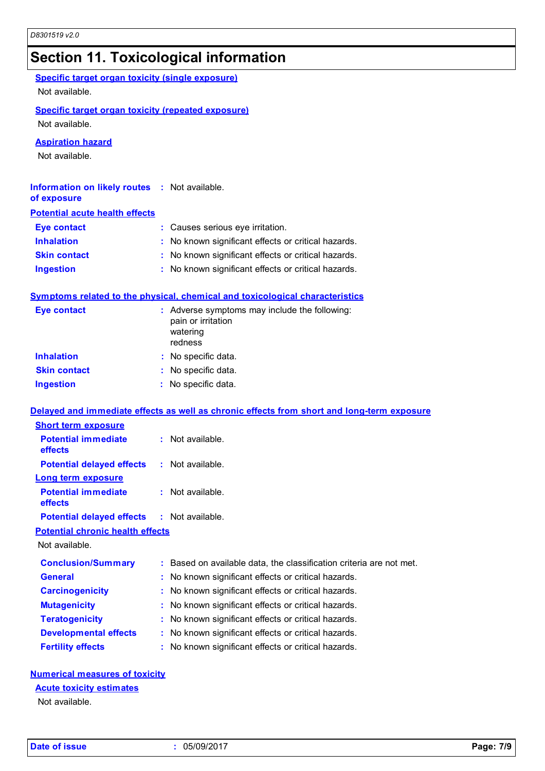## Section 11. Toxicological information

**Specific target organ toxicity (single exposure)**

Not available.

**Specific target organ toxicity (repeated exposure)**

Not available.

**Aspiration hazard**

Not available.

**Information on likely routes of exposure** : Not available.

**Potential acute health effects**

| | |
|---|---|
| **Eye contact** | : Causes serious eye irritation. |
| **Inhalation** | : No known significant effects or critical hazards. |
| **Skin contact** | : No known significant effects or critical hazards. |
| **Ingestion** | : No known significant effects or critical hazards. |

**Symptoms related to the physical, chemical and toxicological characteristics**

| | |
|---|---|
| **Eye contact** | : Adverse symptoms may include the following: pain or irritation watering redness |
| **Inhalation** | : No specific data. |
| **Skin contact** | : No specific data. |
| **Ingestion** | : No specific data. |

**Delayed and immediate effects as well as chronic effects from short and long-term exposure**

**Short term exposure**

| | |
|---|---|
| **Potential immediate effects** | : Not available. |
| **Potential delayed effects** | : Not available. |

**Long term exposure**

| | |
|---|---|
| **Potential immediate effects** | : Not available. |
| **Potential delayed effects** | : Not available. |

**Potential chronic health effects**

Not available.

| | |
|---|---|
| **Conclusion/Summary** | : Based on available data, the classification criteria are not met. |
| **General** | : No known significant effects or critical hazards. |
| **Carcinogenicity** | : No known significant effects or critical hazards. |
| **Mutagenicity** | : No known significant effects or critical hazards. |
| **Teratogenicity** | : No known significant effects or critical hazards. |
| **Developmental effects** | : No known significant effects or critical hazards. |
| **Fertility effects** | : No known significant effects or critical hazards. |

**Numerical measures of toxicity**

**Acute toxicity estimates**

Not available.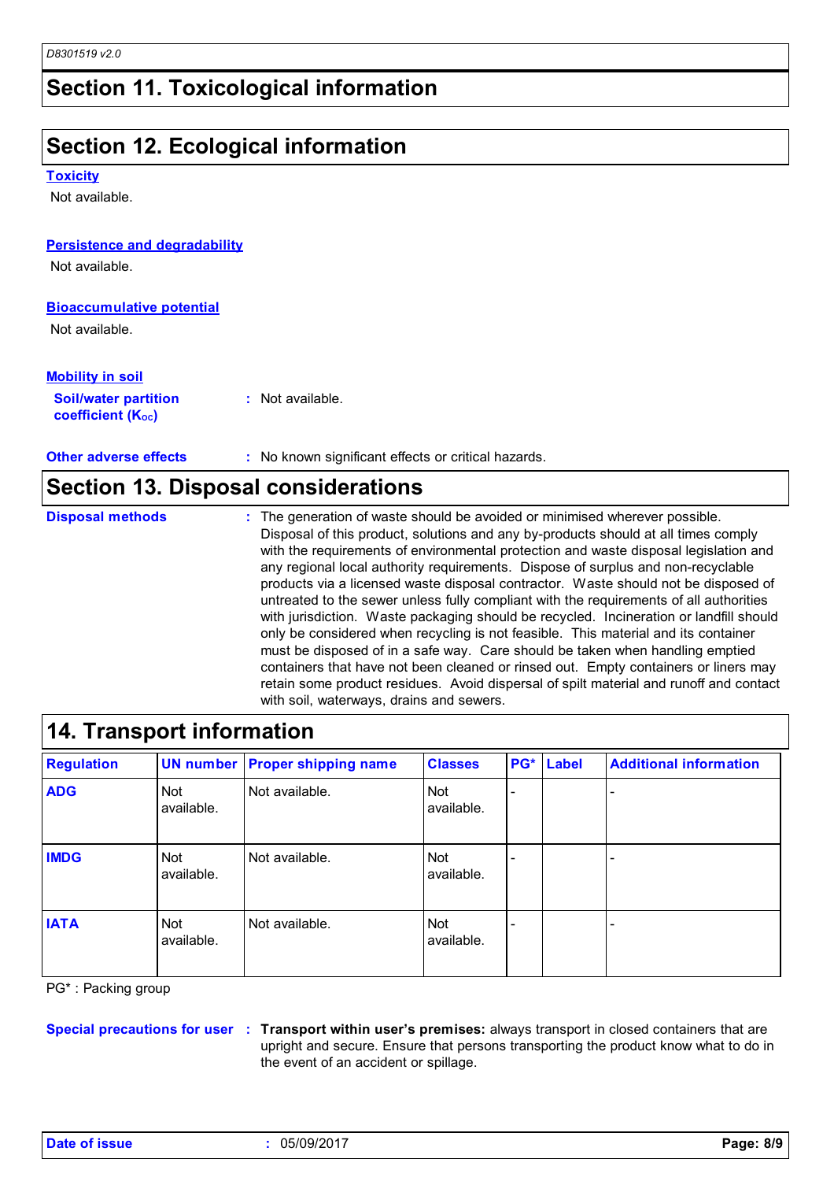## Section 11. Toxicological information

## Section 12. Ecological information

**Toxicity**

Not available.

**Persistence and degradability**

Not available.

**Bioaccumulative potential**

Not available.

**Mobility in soil**

**Soil/water partition coefficient ($K_{OC}$)** : Not available.

**Other adverse effects** : No known significant effects or critical hazards.

## Section 13. Disposal considerations

**Disposal methods** : The generation of waste should be avoided or minimised wherever possible. Disposal of this product, solutions and any by-products should at all times comply with the requirements of environmental protection and waste disposal legislation and any regional local authority requirements. Dispose of surplus and non-recyclable products via a licensed waste disposal contractor. Waste should not be disposed of untreated to the sewer unless fully compliant with the requirements of all authorities with jurisdiction. Waste packaging should be recycled. Incineration or landfill should only be considered when recycling is not feasible. This material and its container must be disposed of in a safe way. Care should be taken when handling emptied containers that have not been cleaned or rinsed out. Empty containers or liners may retain some product residues. Avoid dispersal of spilt material and runoff and contact with soil, waterways, drains and sewers.

## 14. Transport information

| Regulation | UN number | Proper shipping name | Classes | PG* | Label | Additional information |
|---|---|---|---|---|---|---|
| **ADG** | Not available. | Not available. | Not available. | - | | - |
| **IMDG** | Not available. | Not available. | Not available. | - | | - |
| **IATA** | Not available. | Not available. | Not available. | - | | - |

PG* : Packing group

**Special precautions for user** : **Transport within user's premises:** always transport in closed containers that are upright and secure. Ensure that persons transporting the product know what to do in the event of an accident or spillage.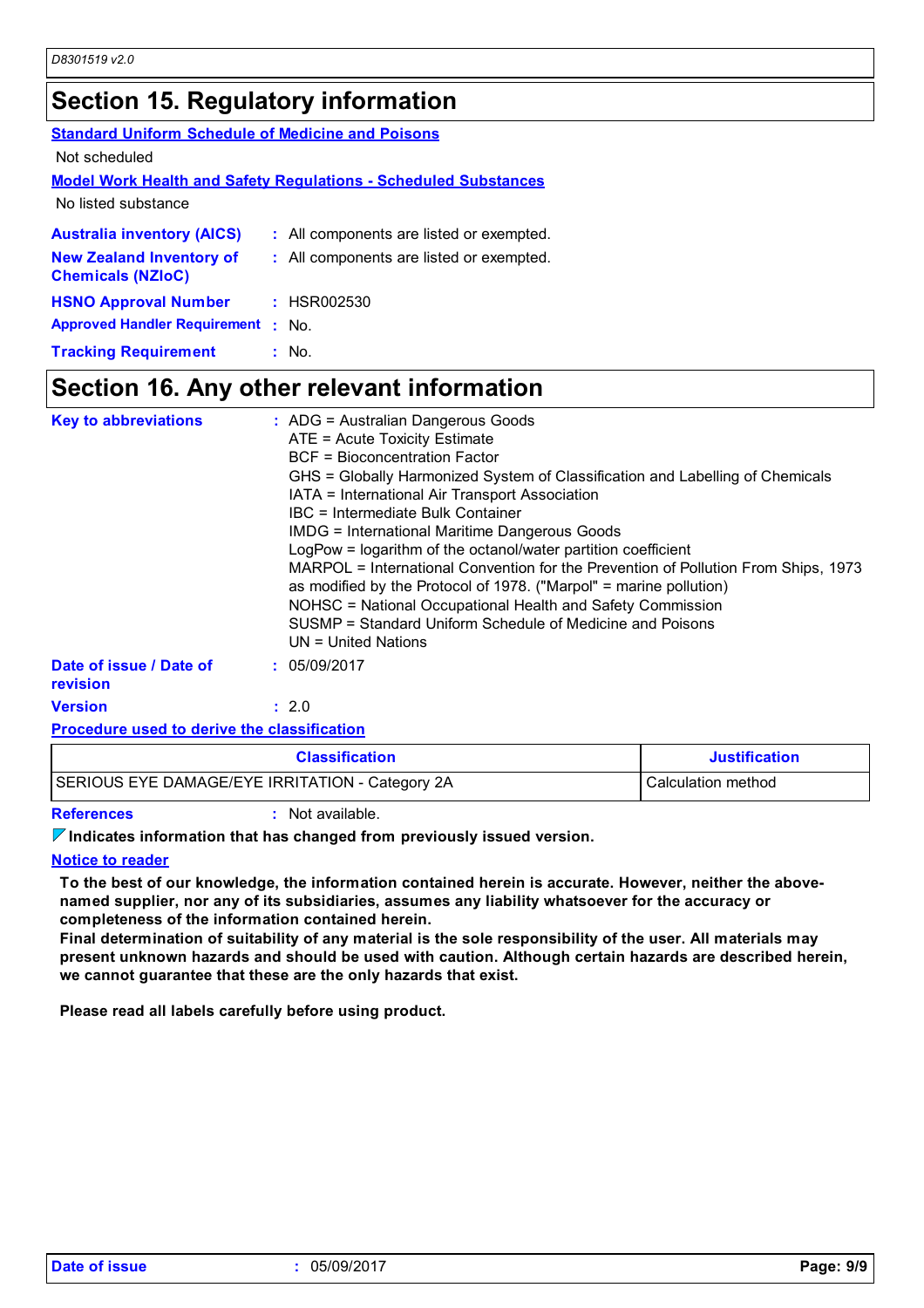## Section 15. Regulatory information

**Standard Uniform Schedule of Medicine and Poisons**

Not scheduled

**Model Work Health and Safety Regulations - Scheduled Substances**

No listed substance

**Australia inventory (AICS)** : All components are listed or exempted.

**New Zealand Inventory of Chemicals (NZIoC)** : All components are listed or exempted.

**HSNO Approval Number** : HSR002530

**Approved Handler Requirement** : No.

**Tracking Requirement** : No.

## Section 16. Any other relevant information

**Key to abbreviations** :
- ADG = Australian Dangerous Goods
- ATE = Acute Toxicity Estimate
- BCF = Bioconcentration Factor
- GHS = Globally Harmonized System of Classification and Labelling of Chemicals
- IATA = International Air Transport Association
- IBC = Intermediate Bulk Container
- IMDG = International Maritime Dangerous Goods
- LogPow = logarithm of the octanol/water partition coefficient
- MARPOL = International Convention for the Prevention of Pollution From Ships, 1973 as modified by the Protocol of 1978. ("Marpol" = marine pollution)
- NOHSC = National Occupational Health and Safety Commission
- SUSMP = Standard Uniform Schedule of Medicine and Poisons
- UN = United Nations

**Date of issue / Date of revision** : 05/09/2017

**Version** : 2.0

**Procedure used to derive the classification**

| Classification | Justification |
|---|---|
| SERIOUS EYE DAMAGE/EYE IRRITATION - Category 2A | Calculation method |

**References** : Not available.

**Indicates information that has changed from previously issued version.**

**Notice to reader**

**To the best of our knowledge, the information contained herein is accurate. However, neither the above-named supplier, nor any of its subsidiaries, assumes any liability whatsoever for the accuracy or completeness of the information contained herein.**
**Final determination of suitability of any material is the sole responsibility of the user. All materials may present unknown hazards and should be used with caution. Although certain hazards are described herein, we cannot guarantee that these are the only hazards that exist.**

**Please read all labels carefully before using product.**